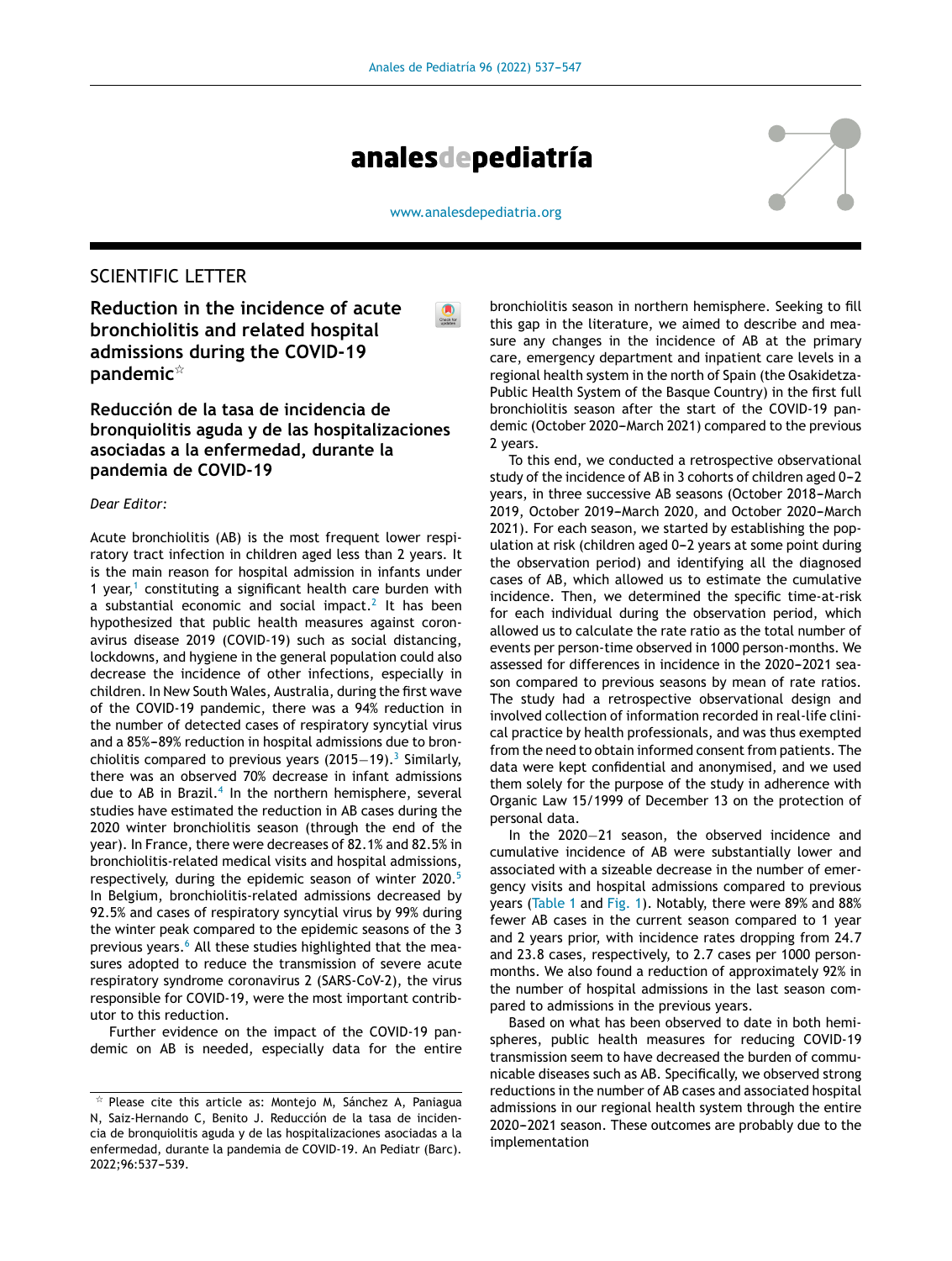SCIENTIFIC LETTER

# Reduction in the incidence of acute bronchiolitis and related hospital admissions during the COVID-19 pandemic☆

# Reducción de la tasa de incidencia de bronquiolitis aguda y de las hospitalizaciones asociadas a la enfermedad, durante la pandemia de COVID-19

*Dear Editor:*

Acute bronchiolitis (AB) is the most frequent lower respiratory tract infection in children aged less than 2 years. It is the main reason for hospital admission in infants under 1 year,[1] constituting a significant health care burden with a substantial economic and social impact.[2] It has been hypothesized that public health measures against coronavirus disease 2019 (COVID-19) such as social distancing, lockdowns, and hygiene in the general population could also decrease the incidence of other infections, especially in children. In New South Wales, Australia, during the first wave of the COVID-19 pandemic, there was a 94% reduction in the number of detected cases of respiratory syncytial virus and a 85%–89% reduction in hospital admissions due to bronchiolitis compared to previous years (2015–19).[3] Similarly, there was an observed 70% decrease in infant admissions due to AB in Brazil.[4] In the northern hemisphere, several studies have estimated the reduction in AB cases during the 2020 winter bronchiolitis season (through the end of the year). In France, there were decreases of 82.1% and 82.5% in bronchiolitis-related medical visits and hospital admissions, respectively, during the epidemic season of winter 2020.[5] In Belgium, bronchiolitis-related admissions decreased by 92.5% and cases of respiratory syncytial virus by 99% during the winter peak compared to the epidemic seasons of the 3 previous years.[6] All these studies highlighted that the measures adopted to reduce the transmission of severe acute respiratory syndrome coronavirus 2 (SARS-CoV-2), the virus responsible for COVID-19, were the most important contributor to this reduction.

Further evidence on the impact of the COVID-19 pandemic on AB is needed, especially data for the entire bronchiolitis season in northern hemisphere. Seeking to fill this gap in the literature, we aimed to describe and measure any changes in the incidence of AB at the primary care, emergency department and inpatient care levels in a regional health system in the north of Spain (the Osakidetza-Public Health System of the Basque Country) in the first full bronchiolitis season after the start of the COVID-19 pandemic (October 2020–March 2021) compared to the previous 2 years.

To this end, we conducted a retrospective observational study of the incidence of AB in 3 cohorts of children aged 0–2 years, in three successive AB seasons (October 2018–March 2019, October 2019–March 2020, and October 2020–March 2021). For each season, we started by establishing the population at risk (children aged 0–2 years at some point during the observation period) and identifying all the diagnosed cases of AB, which allowed us to estimate the cumulative incidence. Then, we determined the specific time-at-risk for each individual during the observation period, which allowed us to calculate the rate ratio as the total number of events per person-time observed in 1000 person-months. We assessed for differences in incidence in the 2020–2021 season compared to previous seasons by mean of rate ratios. The study had a retrospective observational design and involved collection of information recorded in real-life clinical practice by health professionals, and was thus exempted from the need to obtain informed consent from patients. The data were kept confidential and anonymised, and we used them solely for the purpose of the study in adherence with Organic Law 15/1999 of December 13 on the protection of personal data.

In the 2020–21 season, the observed incidence and cumulative incidence of AB were substantially lower and associated with a sizeable decrease in the number of emergency visits and hospital admissions compared to previous years (Table 1 and Fig. 1). Notably, there were 89% and 88% fewer AB cases in the current season compared to 1 year and 2 years prior, with incidence rates dropping from 24.7 and 23.8 cases, respectively, to 2.7 cases per 1000 person-months. We also found a reduction of approximately 92% in the number of hospital admissions in the last season compared to admissions in the previous years.

Based on what has been observed to date in both hemispheres, public health measures for reducing COVID-19 transmission seem to have decreased the burden of communicable diseases such as AB. Specifically, we observed strong reductions in the number of AB cases and associated hospital admissions in our regional health system through the entire 2020–2021 season. These outcomes are probably due to the implementation

☆ Please cite this article as: Montejo M, Sánchez A, Paniagua N, Saiz-Hernando C, Benito J. Reducción de la tasa de incidencia de bronquiolitis aguda y de las hospitalizaciones asociadas a la enfermedad, durante la pandemia de COVID-19. An Pediatr (Barc). 2022;96:537–539.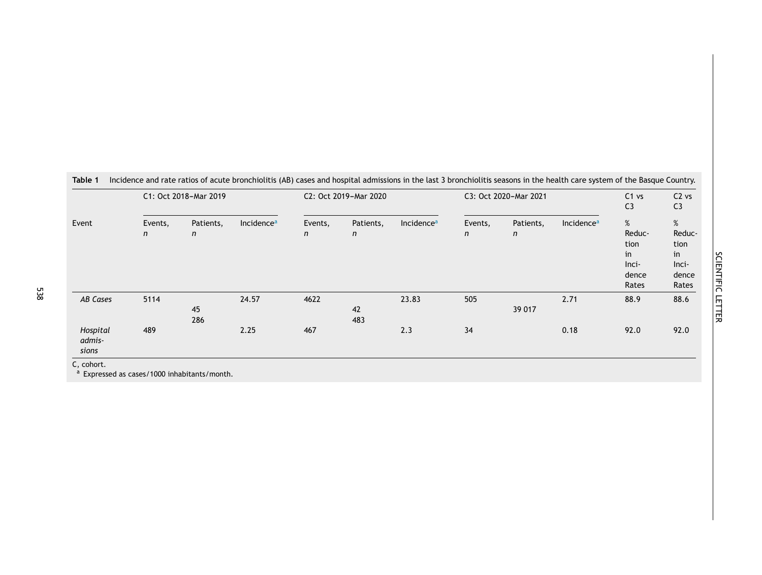**Table 1** Incidence and rate ratios of acute bronchiolitis (AB) cases and hospital admissions in the last 3 bronchiolitis seasons in the health care system of the Basque Country.

| Event | C1: Oct 2018–Mar 2019 | | | C2: Oct 2019–Mar 2020 | | | C3: Oct 2020–Mar 2021 | | | C1 vs C3 | C2 vs C3 |
|---|---|---|---|---|---|---|---|---|---|---|---|
| | Events, *n* | Patients, *n* | Incidence[a] | Events, *n* | Patients, *n* | Incidence[a] | Events, *n* | Patients, *n* | Incidence[a] | % Reduction in Incidence Rates | % Reduction in Incidence Rates |
| *AB Cases* | 5114 | 45 286 | 24.57 | 4622 | 42 483 | 23.83 | 505 | 39 017 | 2.71 | 88.9 | 88.6 |
| *Hospital admissions* | 489 | | 2.25 | 467 | | 2.3 | 34 | | 0.18 | 92.0 | 92.0 |

C, cohort.
[a] Expressed as cases/1000 inhabitants/month.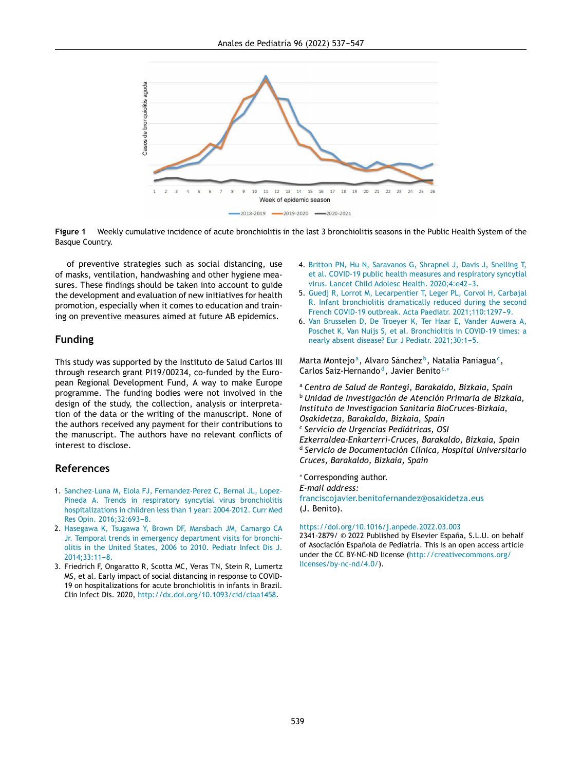Casos de bronquiolitis aguda

1 2 3 4 5 6 7 8 9 10 11 12 13 14 15 16 17 18 19 20 21 22 23 24 25 26

Week of epidemic season

2018-2019 2019-2020 2020-2021

**Figure 1** Weekly cumulative incidence of acute bronchiolitis in the last 3 bronchiolitis seasons in the Public Health System of the Basque Country.

of preventive strategies such as social distancing, use of masks, ventilation, handwashing and other hygiene measures. These findings should be taken into account to guide the development and evaluation of new initiatives for health promotion, especially when it comes to education and training on preventive measures aimed at future AB epidemics.

## Funding

This study was supported by the Instituto de Salud Carlos III through research grant PI19/00234, co-funded by the European Regional Development Fund, A way to make Europe programme. The funding bodies were not involved in the design of the study, the collection, analysis or interpretation of the data or the writing of the manuscript. None of the authors received any payment for their contributions to the manuscript. The authors have no relevant conflicts of interest to disclose.

## References

1. Sanchez-Luna M, Elola FJ, Fernandez-Perez C, Bernal JL, Lopez-Pineda A. Trends in respiratory syncytial virus bronchiolitis hospitalizations in children less than 1 year: 2004-2012. Curr Med Res Opin. 2016;32:693–8.
2. Hasegawa K, Tsugawa Y, Brown DF, Mansbach JM, Camargo CA Jr. Temporal trends in emergency department visits for bronchiolitis in the United States, 2006 to 2010. Pediatr Infect Dis J. 2014;33:11–8.
3. Friedrich F, Ongaratto R, Scotta MC, Veras TN, Stein R, Lumertz MS, et al. Early impact of social distancing in response to COVID-19 on hospitalizations for acute bronchiolitis in infants in Brazil. Clin Infect Dis. 2020, http://dx.doi.org/10.1093/cid/ciaa1458.
4. Britton PN, Hu N, Saravanos G, Shrapnel J, Davis J, Snelling T, et al. COVID-19 public health measures and respiratory syncytial virus. Lancet Child Adolesc Health. 2020;4:e42–3.
5. Guedj R, Lorrot M, Lecarpentier T, Leger PL, Corvol H, Carbajal R. Infant bronchiolitis dramatically reduced during the second French COVID-19 outbreak. Acta Paediatr. 2021;110:1297–9.
6. Van Brusselen D, De Troeyer K, Ter Haar E, Vander Auwera A, Poschet K, Van Nuijs S, et al. Bronchiolitis in COVID-19 times: a nearly absent disease? Eur J Pediatr. 2021;30:1–5.

Marta Montejo[a], Alvaro Sánchez[b], Natalia Paniagua[c], Carlos Saiz-Hernando[d], Javier Benito[c,*]

[a] *Centro de Salud de Rontegi, Barakaldo, Bizkaia, Spain*
[b] *Unidad de Investigación de Atención Primaria de Bizkaia, Instituto de Investigacion Sanitaria BioCruces-Bizkaia, Osakidetza, Barakaldo, Bizkaia, Spain*
[c] *Servicio de Urgencias Pediátricas, OSI Ezkerraldea-Enkarterri-Cruces, Barakaldo, Bizkaia, Spain*
[d] *Servicio de Documentación Clínica, Hospital Universitario Cruces, Barakaldo, Bizkaia, Spain*

[*] Corresponding author.
*E-mail address:* franciscojavier.benitofernandez@osakidetza.eus (J. Benito).

https://doi.org/10.1016/j.anpede.2022.03.003
2341-2879/ © 2022 Published by Elsevier España, S.L.U. on behalf of Asociación Española de Pediatría. This is an open access article under the CC BY-NC-ND license (http://creativecommons.org/licenses/by-nc-nd/4.0/).